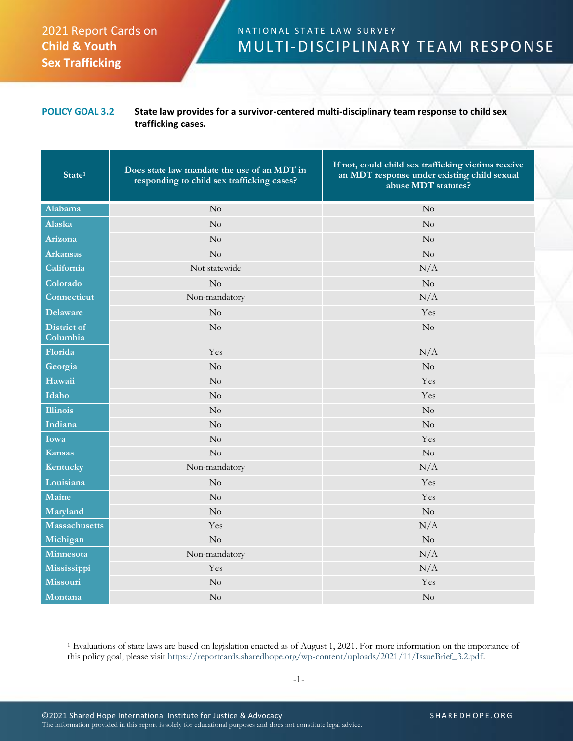2021 Report Cards on **Child & Youth Sex Trafficking**

NATIONAL STATE LAW SURVEY

# MULTI-DISCIPLINARY TEAM RESPONSE

**POLICY GOAL 3.2** **State law provides for a survivor-centered multi-disciplinary team response to child sex trafficking cases.**

| State[1] | Does state law mandate the use of an MDT in responding to child sex trafficking cases? | If not, could child sex trafficking victims receive an MDT response under existing child sexual abuse MDT statutes? |
|---|---|---|
| Alabama | No | No |
| Alaska | No | No |
| Arizona | No | No |
| Arkansas | No | No |
| California | Not statewide | N/A |
| Colorado | No | No |
| Connecticut | Non-mandatory | N/A |
| Delaware | No | Yes |
| District of Columbia | No | No |
| Florida | Yes | N/A |
| Georgia | No | No |
| Hawaii | No | Yes |
| Idaho | No | Yes |
| Illinois | No | No |
| Indiana | No | No |
| Iowa | No | Yes |
| Kansas | No | No |
| Kentucky | Non-mandatory | N/A |
| Louisiana | No | Yes |
| Maine | No | Yes |
| Maryland | No | No |
| Massachusetts | Yes | N/A |
| Michigan | No | No |
| Minnesota | Non-mandatory | N/A |
| Mississippi | Yes | N/A |
| Missouri | No | Yes |
| Montana | No | No |

[1] Evaluations of state laws are based on legislation enacted as of August 1, 2021. For more information on the importance of this policy goal, please visit https://reportcards.sharedhope.org/wp-content/uploads/2021/11/IssueBrief_3.2.pdf.

©2021 Shared Hope International Institute for Justice & Advocacy
The information provided in this report is solely for educational purposes and does not constitute legal advice.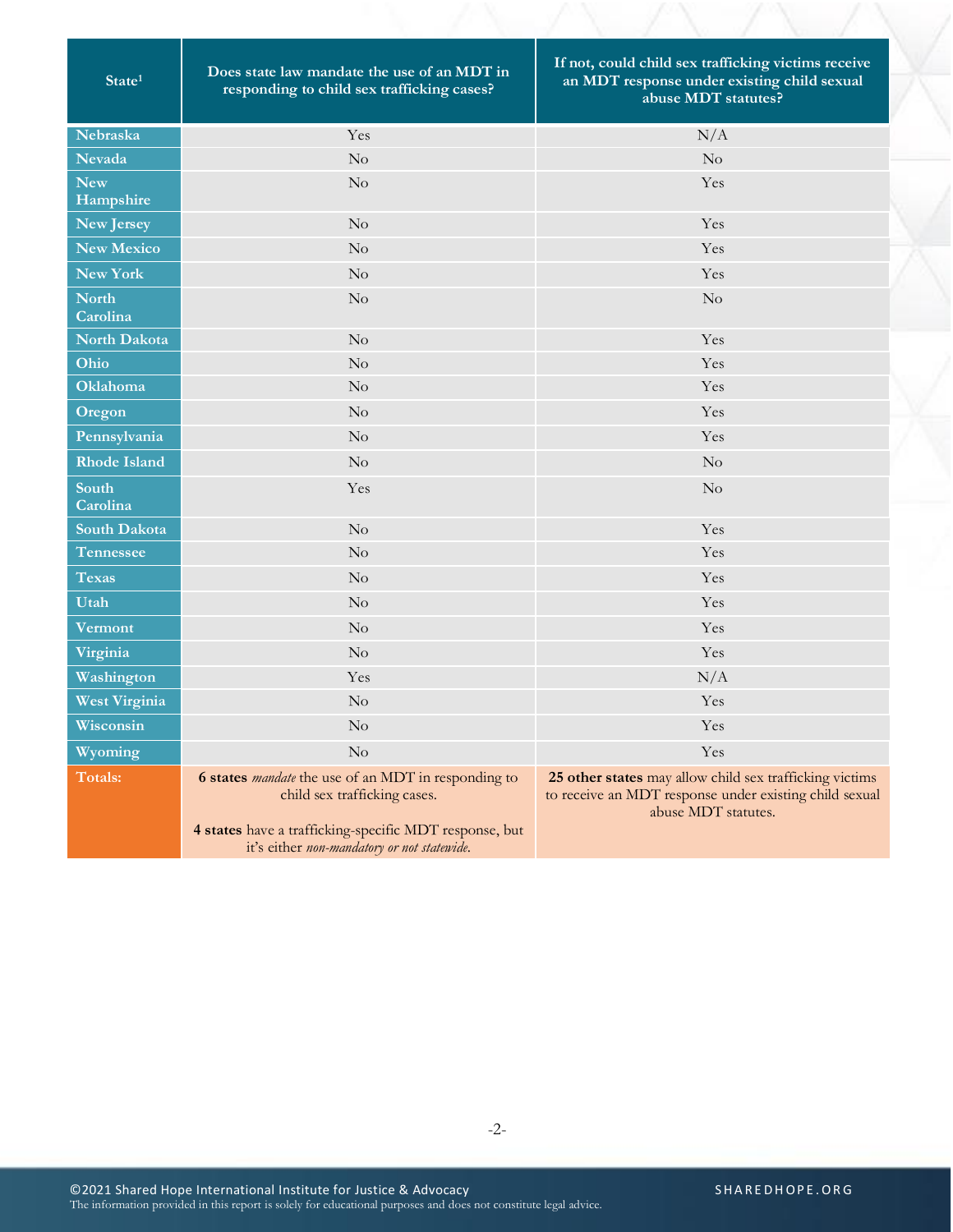| State[1] | Does state law mandate the use of an MDT in responding to child sex trafficking cases? | If not, could child sex trafficking victims receive an MDT response under existing child sexual abuse MDT statutes? |
|---|---|---|
| Nebraska | Yes | N/A |
| Nevada | No | No |
| New Hampshire | No | Yes |
| New Jersey | No | Yes |
| New Mexico | No | Yes |
| New York | No | Yes |
| North Carolina | No | No |
| North Dakota | No | Yes |
| Ohio | No | Yes |
| Oklahoma | No | Yes |
| Oregon | No | Yes |
| Pennsylvania | No | Yes |
| Rhode Island | No | No |
| South Carolina | Yes | No |
| South Dakota | No | Yes |
| Tennessee | No | Yes |
| Texas | No | Yes |
| Utah | No | Yes |
| Vermont | No | Yes |
| Virginia | No | Yes |
| Washington | Yes | N/A |
| West Virginia | No | Yes |
| Wisconsin | No | Yes |
| Wyoming | No | Yes |
| Totals: | **6 states** *mandate* the use of an MDT in responding to child sex trafficking cases. **4 states** have a trafficking-specific MDT response, but it's either *non-mandatory or not statewide*. | **25 other states** may allow child sex trafficking victims to receive an MDT response under existing child sexual abuse MDT statutes. |

©2021 Shared Hope International Institute for Justice & Advocacy
The information provided in this report is solely for educational purposes and does not constitute legal advice.

SHAREDHOPE.ORG